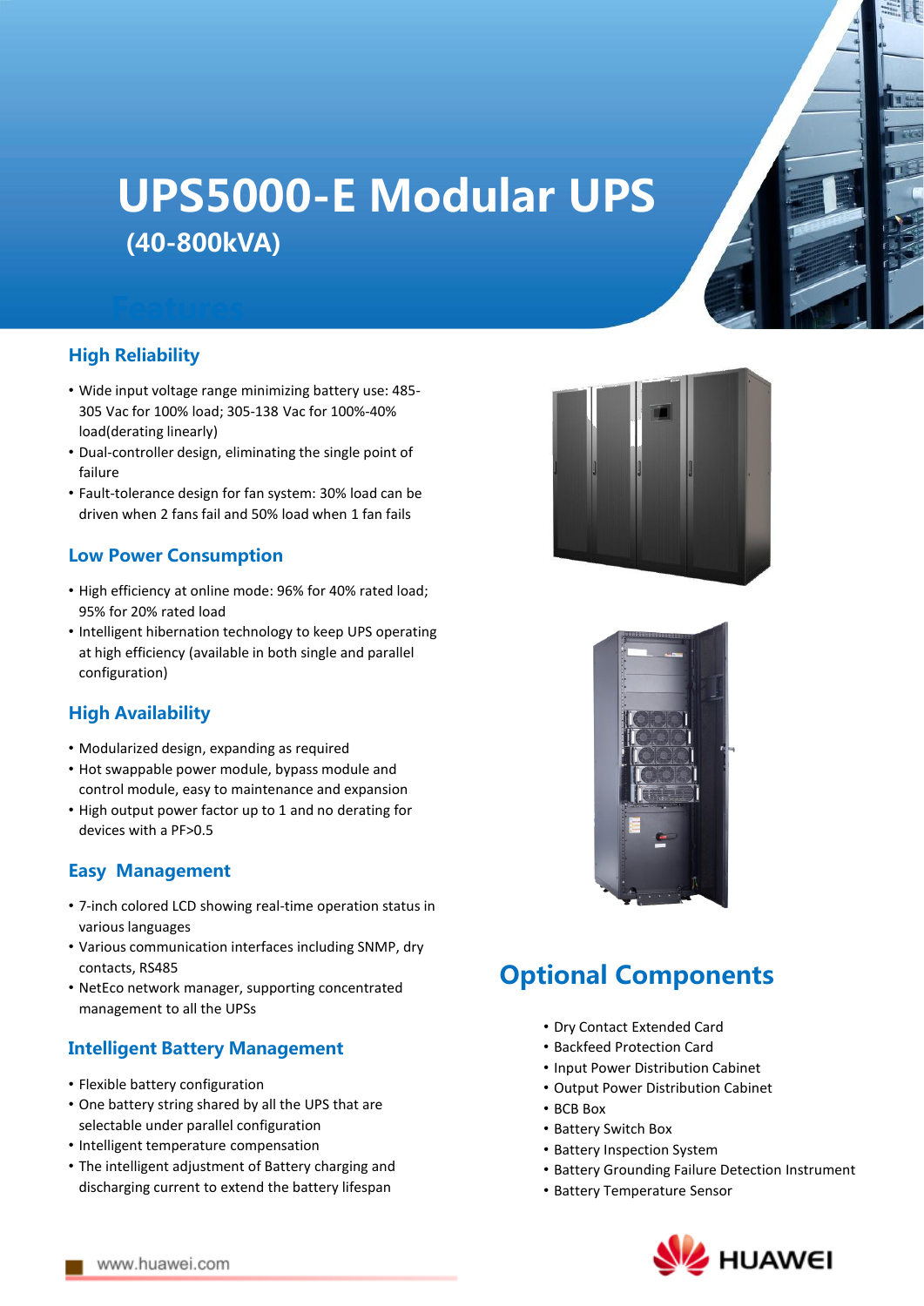# UPS5000-E Modular UPS

## (40-800kVA)

## Features

### High Reliability

- Wide input voltage range minimizing battery use: 485-305 Vac for 100% load; 305-138 Vac for 100%-40% load(derating linearly)
- Dual-controller design, eliminating the single point of failure
- Fault-tolerance design for fan system: 30% load can be driven when 2 fans fail and 50% load when 1 fan fails

### Low Power Consumption

- High efficiency at online mode: 96% for 40% rated load; 95% for 20% rated load
- Intelligent hibernation technology to keep UPS operating at high efficiency (available in both single and parallel configuration)

### High Availability

- Modularized design, expanding as required
- Hot swappable power module, bypass module and control module, easy to maintenance and expansion
- High output power factor up to 1 and no derating for devices with a PF>0.5

### Easy Management

- 7-inch colored LCD showing real-time operation status in various languages
- Various communication interfaces including SNMP, dry contacts, RS485
- NetEco network manager, supporting concentrated management to all the UPSs

### Intelligent Battery Management

- Flexible battery configuration
- One battery string shared by all the UPS that are selectable under parallel configuration
- Intelligent temperature compensation
- The intelligent adjustment of Battery charging and discharging current to extend the battery lifespan

## Optional Components

- Dry Contact Extended Card
- Backfeed Protection Card
- Input Power Distribution Cabinet
- Output Power Distribution Cabinet
- BCB Box
- Battery Switch Box
- Battery Inspection System
- Battery Grounding Failure Detection Instrument
- Battery Temperature Sensor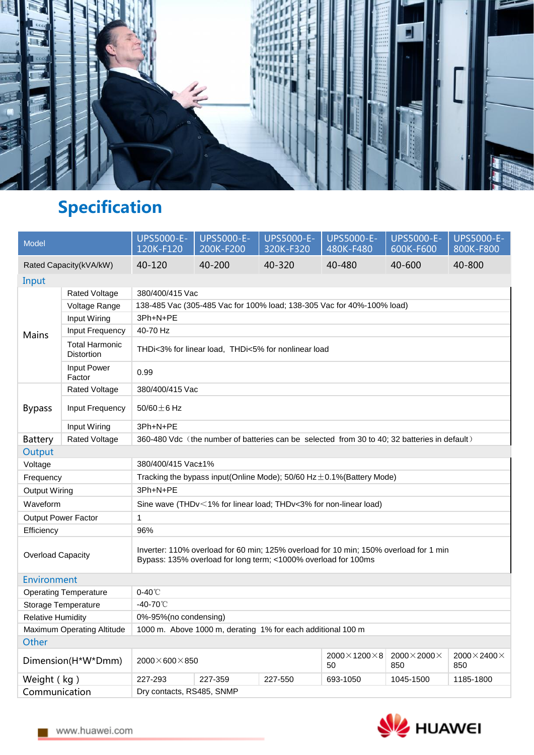# Specification

| Model | | UPS5000-E-120K-F120 | UPS5000-E-200K-F200 | UPS5000-E-320K-F320 | UPS5000-E-480K-F480 | UPS5000-E-600K-F600 | UPS5000-E-800K-F800 |
|---|---|---|---|---|---|---|---|
| Rated Capacity(kVA/kW) | | 40-120 | 40-200 | 40-320 | 40-480 | 40-600 | 40-800 |
| **Input** | | | | | | | |
| Mains | Rated Voltage | 380/400/415 Vac | | | | | |
| | Voltage Range | 138-485 Vac (305-485 Vac for 100% load; 138-305 Vac for 40%-100% load) | | | | | |
| | Input Wiring | 3Ph+N+PE | | | | | |
| | Input Frequency | 40-70 Hz | | | | | |
| | Total Harmonic Distortion | THDi<3% for linear load, THDi<5% for nonlinear load | | | | | |
| | Input Power Factor | 0.99 | | | | | |
| Bypass | Rated Voltage | 380/400/415 Vac | | | | | |
| | Input Frequency | 50/60±6 Hz | | | | | |
| | Input Wiring | 3Ph+N+PE | | | | | |
| Battery | Rated Voltage | 360-480 Vdc（the number of batteries can be selected from 30 to 40; 32 batteries in default） | | | | | |
| **Output** | | | | | | | |
| Voltage | | 380/400/415 Vac±1% | | | | | |
| Frequency | | Tracking the bypass input(Online Mode); 50/60 Hz±0.1%(Battery Mode) | | | | | |
| Output Wiring | | 3Ph+N+PE | | | | | |
| Waveform | | Sine wave (THDv<1% for linear load; THDv<3% for non-linear load) | | | | | |
| Output Power Factor | | 1 | | | | | |
| Efficiency | | 96% | | | | | |
| Overload Capacity | | Inverter: 110% overload for 60 min; 125% overload for 10 min; 150% overload for 1 min<br>Bypass: 135% overload for long term; <1000% overload for 100ms | | | | | |
| **Environment** | | | | | | | |
| Operating Temperature | | 0-40℃ | | | | | |
| Storage Temperature | | -40-70℃ | | | | | |
| Relative Humidity | | 0%-95%(no condensing) | | | | | |
| Maximum Operating Altitude | | 1000 m. Above 1000 m, derating 1% for each additional 100 m | | | | | |
| **Other** | | | | | | | |
| Dimension(H*W*Dmm) | | 2000×600×850 | | | 2000×1200×850 | 2000×2000×850 | 2000×2400×850 |
| Weight ( kg ) | | 227-293 | 227-359 | 227-550 | 693-1050 | 1045-1500 | 1185-1800 |
| Communication | | Dry contacts, RS485, SNMP | | | | | |

www.huawei.com

HUAWEI